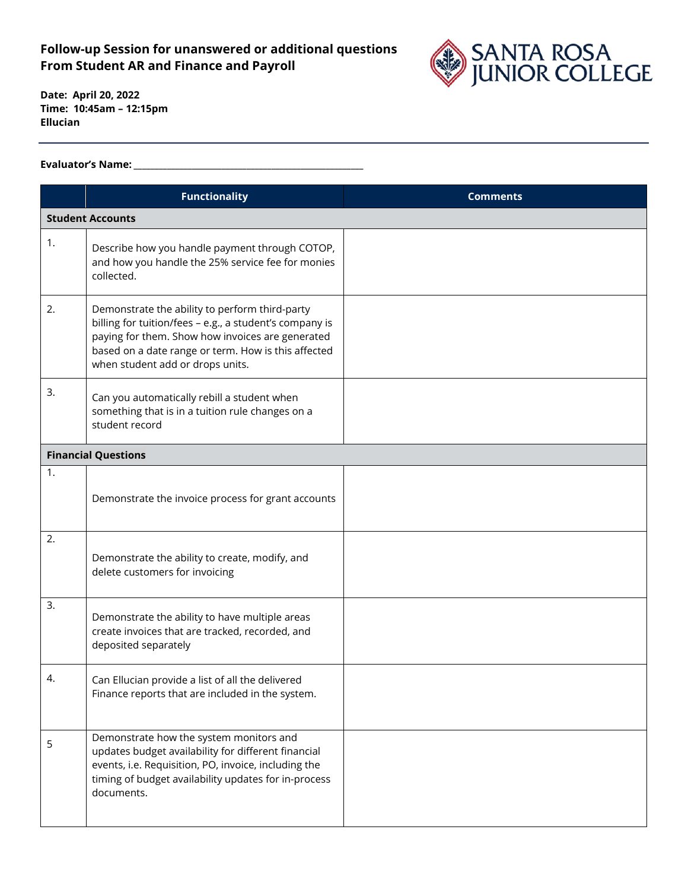**Follow-up Session for unanswered or additional questions From Student AR and Finance and Payroll**

SANTA ROSA JUNIOR COLLEGE

**Date: April 20, 2022**
**Time: 10:45am – 12:15pm**
**Ellucian**

---

**Evaluator's Name:** ___________________________________________

| | Functionality | Comments |
|---|---|---|
| **Student Accounts** | | |
| 1. | Describe how you handle payment through COTOP, and how you handle the 25% service fee for monies collected. | |
| 2. | Demonstrate the ability to perform third-party billing for tuition/fees – e.g., a student's company is paying for them. Show how invoices are generated based on a date range or term. How is this affected when student add or drops units. | |
| 3. | Can you automatically rebill a student when something that is in a tuition rule changes on a student record | |
| **Financial Questions** | | |
| 1. | Demonstrate the invoice process for grant accounts | |
| 2. | Demonstrate the ability to create, modify, and delete customers for invoicing | |
| 3. | Demonstrate the ability to have multiple areas create invoices that are tracked, recorded, and deposited separately | |
| 4. | Can Ellucian provide a list of all the delivered Finance reports that are included in the system. | |
| 5 | Demonstrate how the system monitors and updates budget availability for different financial events, i.e. Requisition, PO, invoice, including the timing of budget availability updates for in-process documents. | |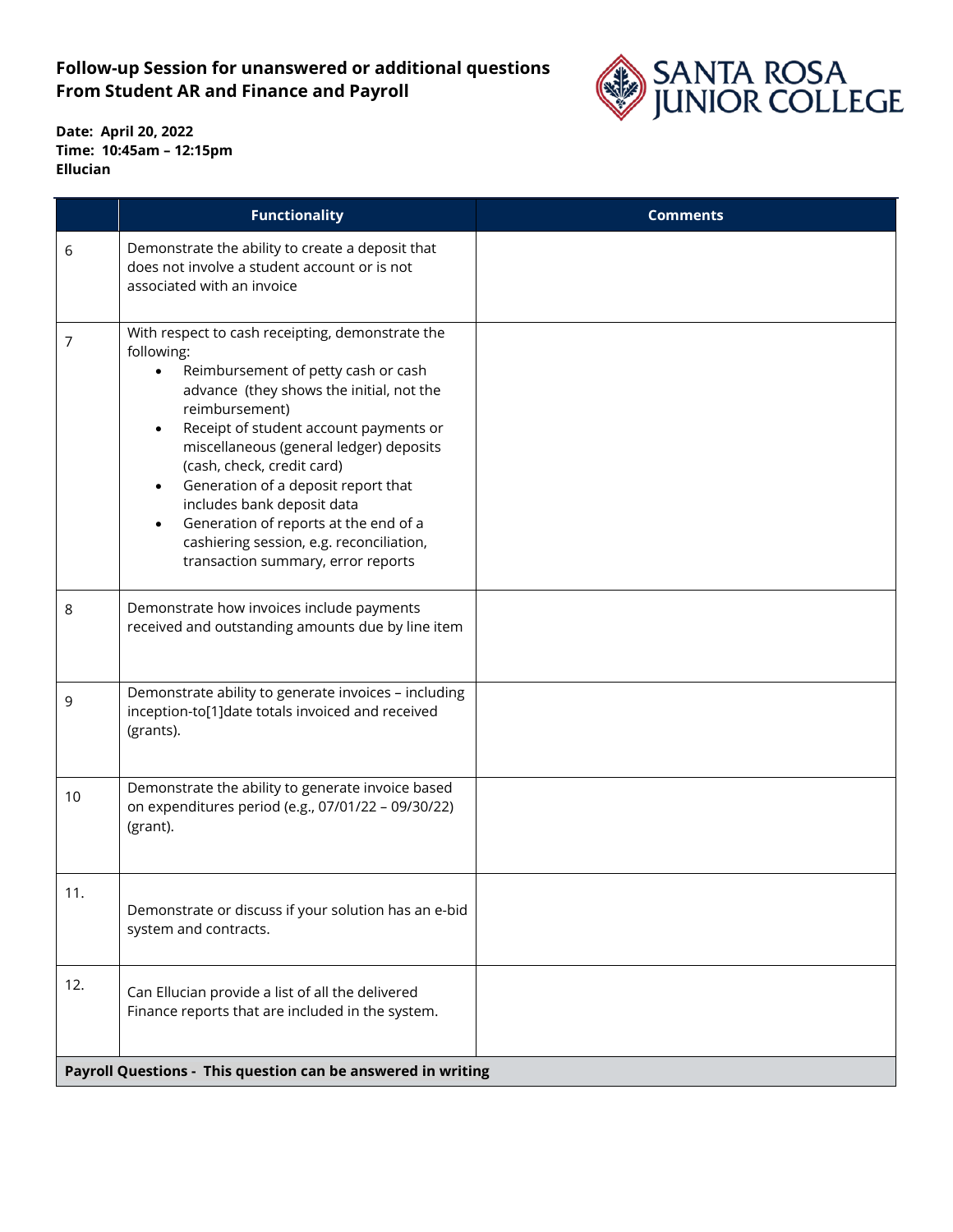**Follow-up Session for unanswered or additional questions From Student AR and Finance and Payroll**

**Date: April 20, 2022**
**Time: 10:45am – 12:15pm**
**Ellucian**

| | Functionality | Comments |
|---|---|---|
| 6 | Demonstrate the ability to create a deposit that does not involve a student account or is not associated with an invoice | |
| 7 | With respect to cash receipting, demonstrate the following:<br>• Reimbursement of petty cash or cash advance (they shows the initial, not the reimbursement)<br>• Receipt of student account payments or miscellaneous (general ledger) deposits (cash, check, credit card)<br>• Generation of a deposit report that includes bank deposit data<br>• Generation of reports at the end of a cashiering session, e.g. reconciliation, transaction summary, error reports | |
| 8 | Demonstrate how invoices include payments received and outstanding amounts due by line item | |
| 9 | Demonstrate ability to generate invoices – including inception-to[1]date totals invoiced and received (grants). | |
| 10 | Demonstrate the ability to generate invoice based on expenditures period (e.g., 07/01/22 – 09/30/22) (grant). | |
| 11. | Demonstrate or discuss if your solution has an e-bid system and contracts. | |
| 12. | Can Ellucian provide a list of all the delivered Finance reports that are included in the system. | |
| **Payroll Questions - This question can be answered in writing** | | |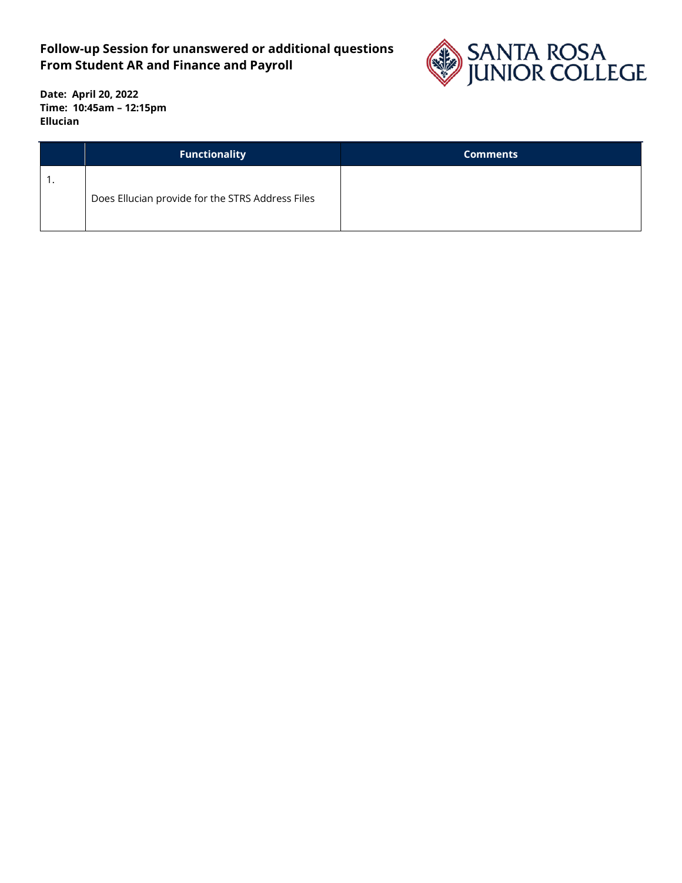**Follow-up Session for unanswered or additional questions From Student AR and Finance and Payroll**

**Date: April 20, 2022**
**Time: 10:45am – 12:15pm**
**Ellucian**

| | Functionality | Comments |
|---|---|---|
| 1. | Does Ellucian provide for the STRS Address Files | |